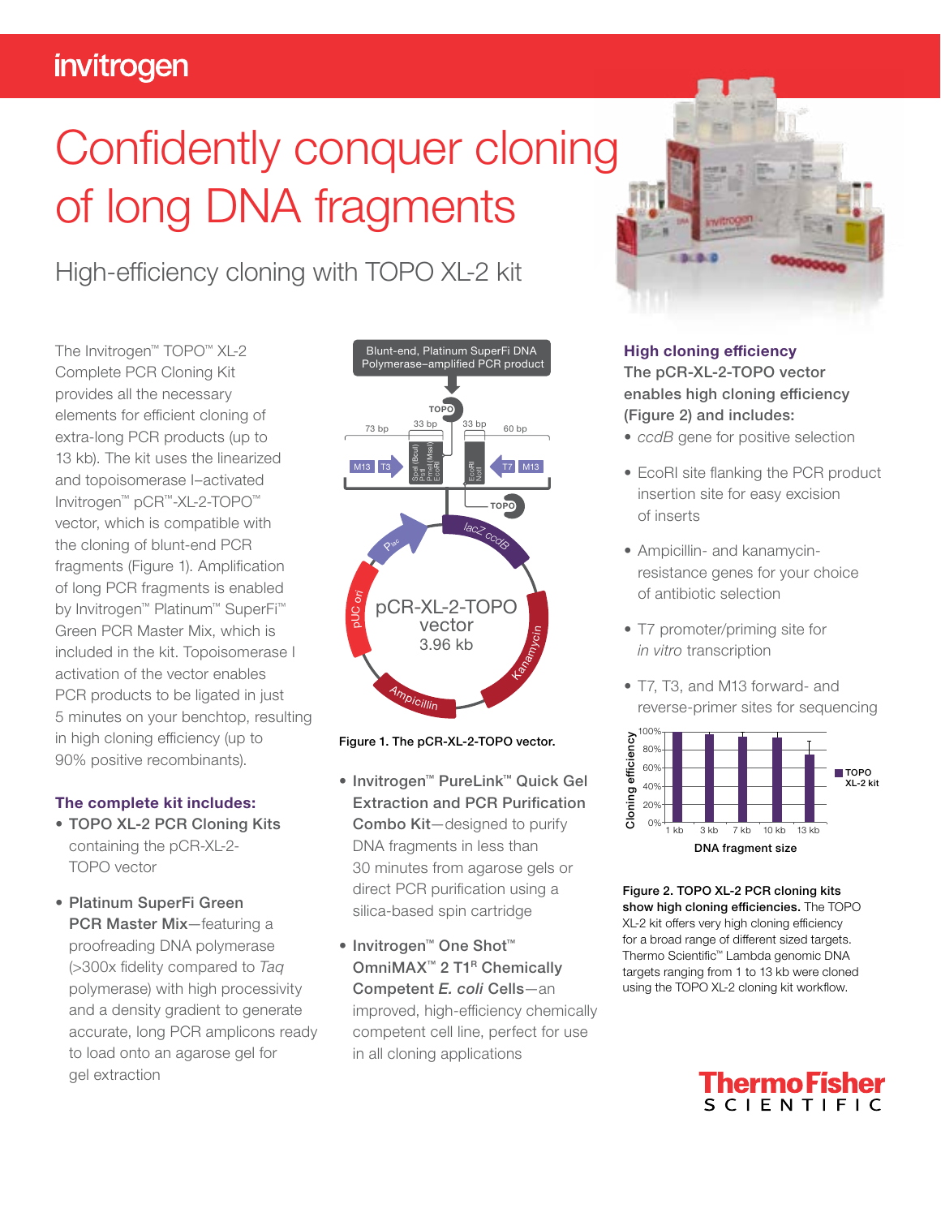invitrogen

# Confidently conquer cloning of long DNA fragments

## High-efficiency cloning with TOPO XL-2 kit

The Invitrogen™ TOPO™ XL-2 Complete PCR Cloning Kit provides all the necessary elements for efficient cloning of extra-long PCR products (up to 13 kb). The kit uses the linearized and topoisomerase I–activated Invitrogen™ pCR™-XL-2-TOPO™ vector, which is compatible with the cloning of blunt-end PCR fragments (Figure 1). Amplification of long PCR fragments is enabled by Invitrogen™ Platinum™ SuperFi™ Green PCR Master Mix, which is included in the kit. Topoisomerase I activation of the vector enables PCR products to be ligated in just 5 minutes on your benchtop, resulting in high cloning efficiency (up to 90% positive recombinants).

### The complete kit includes:

- **TOPO XL-2 PCR Cloning Kits** containing the pCR-XL-2-TOPO vector
- **Platinum SuperFi Green PCR Master Mix**—featuring a proofreading DNA polymerase (>300x fidelity compared to *Taq* polymerase) with high processivity and a density gradient to generate accurate, long PCR amplicons ready to load onto an agarose gel for gel extraction

**Figure 1. The pCR-XL-2-TOPO vector.**

- **Invitrogen™ PureLink™ Quick Gel Extraction and PCR Purification Combo Kit**—designed to purify DNA fragments in less than 30 minutes from agarose gels or direct PCR purification using a silica-based spin cartridge
- **Invitrogen™ One Shot™ OmniMAX™ 2 T1[R] Chemically Competent *E. coli* Cells**—an improved, high-efficiency chemically competent cell line, perfect for use in all cloning applications

### High cloning efficiency

**The pCR-XL-2-TOPO vector enables high cloning efficiency (Figure 2) and includes:**

- *ccdB* gene for positive selection
- EcoRI site flanking the PCR product insertion site for easy excision of inserts
- Ampicillin- and kanamycin-resistance genes for your choice of antibiotic selection
- T7 promoter/priming site for *in vitro* transcription
- T7, T3, and M13 forward- and reverse-primer sites for sequencing

**Figure 2. TOPO XL-2 PCR cloning kits show high cloning efficiencies.** The TOPO XL-2 kit offers very high cloning efficiency for a broad range of different sized targets. Thermo Scientific™ Lambda genomic DNA targets ranging from 1 to 13 kb were cloned using the TOPO XL-2 cloning kit workflow.

ThermoFisher SCIENTIFIC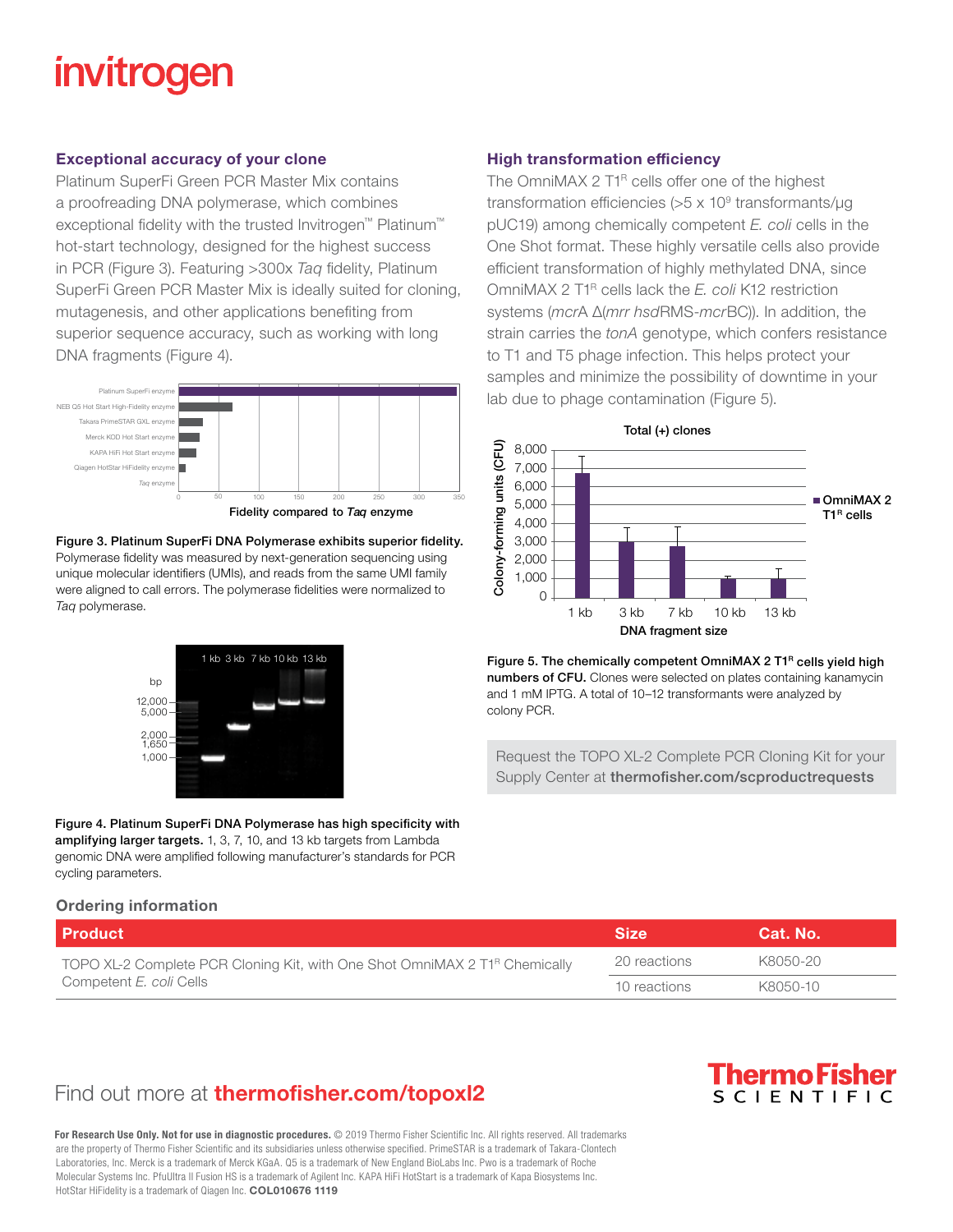## Exceptional accuracy of your clone

Platinum SuperFi Green PCR Master Mix contains a proofreading DNA polymerase, which combines exceptional fidelity with the trusted Invitrogen™ Platinum™ hot-start technology, designed for the highest success in PCR (Figure 3). Featuring >300x *Taq* fidelity, Platinum SuperFi Green PCR Master Mix is ideally suited for cloning, mutagenesis, and other applications benefiting from superior sequence accuracy, such as working with long DNA fragments (Figure 4).

Platinum SuperFi enzyme
NEB Q5 Hot Start High-Fidelity enzyme
Takara PrimeSTAR GXL enzyme
Merck KOD Hot Start enzyme
KAPA HiFi Hot Start enzyme
Qiagen HotStar HiFidelity enzyme
*Taq* enzyme
0 50 100 150 200 250 300 350
Fidelity compared to *Taq* enzyme

**Figure 3. Platinum SuperFi DNA Polymerase exhibits superior fidelity.** Polymerase fidelity was measured by next-generation sequencing using unique molecular identifiers (UMIs), and reads from the same UMI family were aligned to call errors. The polymerase fidelities were normalized to *Taq* polymerase.

1 kb 3 kb 7 kb 10 kb 13 kb
bp
12,000
5,000
2,000
1,650
1,000

**Figure 4. Platinum SuperFi DNA Polymerase has high specificity with amplifying larger targets.** 1, 3, 7, 10, and 13 kb targets from Lambda genomic DNA were amplified following manufacturer's standards for PCR cycling parameters.

## High transformation efficiency

The OmniMAX 2 T1[R] cells offer one of the highest transformation efficiencies (>5 x $10^9$ transformants/µg pUC19) among chemically competent *E. coli* cells in the One Shot format. These highly versatile cells also provide efficient transformation of highly methylated DNA, since OmniMAX 2 T1[R] cells lack the *E. coli* K12 restriction systems (*mcr*A Δ(*mrr hsd*RMS-*mcr*BC)). In addition, the strain carries the *tonA* genotype, which confers resistance to T1 and T5 phage infection. This helps protect your samples and minimize the possibility of downtime in your lab due to phage contamination (Figure 5).

Total (+) clones
Colony-forming units (CFU)
8,000
7,000
6,000
5,000
4,000
3,000
2,000
1,000
0
1 kb 3 kb 7 kb 10 kb 13 kb
DNA fragment size
OmniMAX 2 T1[R] cells

**Figure 5. The chemically competent OmniMAX 2 T1[R] cells yield high numbers of CFU.** Clones were selected on plates containing kanamycin and 1 mM IPTG. A total of 10–12 transformants were analyzed by colony PCR.

Request the TOPO XL-2 Complete PCR Cloning Kit for your Supply Center at **thermofisher.com/scproductrequests**

## Ordering information

| Product | Size | Cat. No. |
|---|---|---|
| TOPO XL-2 Complete PCR Cloning Kit, with One Shot OmniMAX 2 T1[R] Chemically Competent *E. coli* Cells | 20 reactions | K8050-20 |
| | 10 reactions | K8050-10 |

Find out more at **thermofisher.com/topoxl2**

**For Research Use Only. Not for use in diagnostic procedures.** © 2019 Thermo Fisher Scientific Inc. All rights reserved. All trademarks are the property of Thermo Fisher Scientific and its subsidiaries unless otherwise specified. PrimeSTAR is a trademark of Takara-Clontech Laboratories, Inc. Merck is a trademark of Merck KGaA. Q5 is a trademark of New England BioLabs Inc. Pwo is a trademark of Roche Molecular Systems Inc. PfuUltra II Fusion HS is a trademark of Agilent Inc. KAPA HiFi HotStart is a trademark of Kapa Biosystems Inc. HotStar HiFidelity is a trademark of Qiagen Inc. **COL010676 1119**